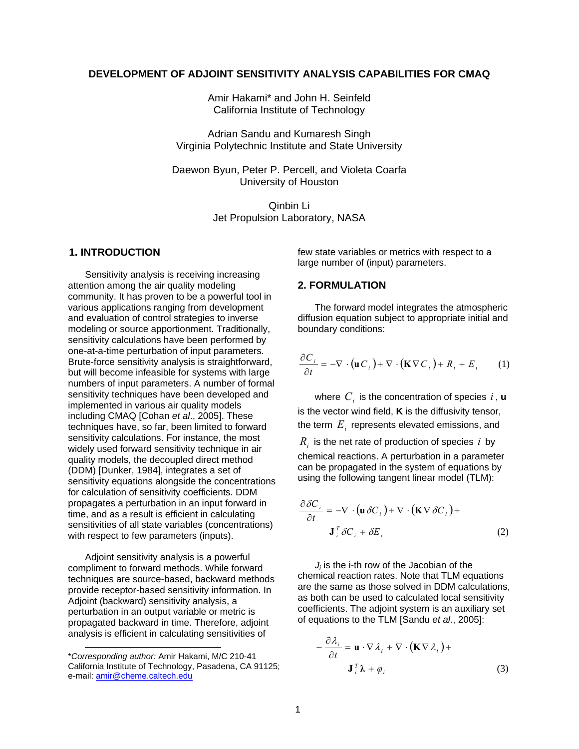# DEVELOPMENT OF ADJOINT SENSITIVITY ANALYSIS CAPABILITIES FOR CMAQ

Amir Hakami* and John H. Seinfeld
California Institute of Technology

Adrian Sandu and Kumaresh Singh
Virginia Polytechnic Institute and State University

Daewon Byun, Peter P. Percell, and Violeta Coarfa
University of Houston

Qinbin Li
Jet Propulsion Laboratory, NASA

## 1. INTRODUCTION

Sensitivity analysis is receiving increasing attention among the air quality modeling community. It has proven to be a powerful tool in various applications ranging from development and evaluation of control strategies to inverse modeling or source apportionment. Traditionally, sensitivity calculations have been performed by one-at-a-time perturbation of input parameters. Brute-force sensitivity analysis is straightforward, but will become infeasible for systems with large numbers of input parameters. A number of formal sensitivity techniques have been developed and implemented in various air quality models including CMAQ [Cohan *et al*., 2005]. These techniques have, so far, been limited to forward sensitivity calculations. For instance, the most widely used forward sensitivity technique in air quality models, the decoupled direct method (DDM) [Dunker, 1984], integrates a set of sensitivity equations alongside the concentrations for calculation of sensitivity coefficients. DDM propagates a perturbation in an input forward in time, and as a result is efficient in calculating sensitivities of all state variables (concentrations) with respect to few parameters (inputs).

Adjoint sensitivity analysis is a powerful compliment to forward methods. While forward techniques are source-based, backward methods provide receptor-based sensitivity information. In Adjoint (backward) sensitivity analysis, a perturbation in an output variable or metric is propagated backward in time. Therefore, adjoint analysis is efficient in calculating sensitivities of few state variables or metrics with respect to a large number of (input) parameters.

## 2. FORMULATION

The forward model integrates the atmospheric diffusion equation subject to appropriate initial and boundary conditions:

$$\frac{\partial C_i}{\partial t} = -\nabla \cdot (\mathbf{u} C_i) + \nabla \cdot (\mathbf{K} \nabla C_i) + R_i + E_i \qquad (1)$$

where $C_i$ is the concentration of species $i$, $\mathbf{u}$ is the vector wind field, $\mathbf{K}$ is the diffusivity tensor, the term $E_i$ represents elevated emissions, and $R_i$ is the net rate of production of species $i$ by chemical reactions. A perturbation in a parameter can be propagated in the system of equations by using the following tangent linear model (TLM):

$$\frac{\partial \delta C_i}{\partial t} = -\nabla \cdot (\mathbf{u}\, \delta C_i) + \nabla \cdot (\mathbf{K} \nabla\, \delta C_i) + \mathbf{J}_i^T \delta C_i + \delta E_i \qquad (2)$$

$J_i$ is the i-th row of the Jacobian of the chemical reaction rates. Note that TLM equations are the same as those solved in DDM calculations, as both can be used to calculated local sensitivity coefficients. The adjoint system is an auxiliary set of equations to the TLM [Sandu *et al*., 2005]:

$$-\frac{\partial \lambda_i}{\partial t} = \mathbf{u} \cdot \nabla \lambda_i + \nabla \cdot (\mathbf{K} \nabla \lambda_i) + \mathbf{J}_i^T \boldsymbol{\lambda} + \varphi_i \qquad (3)$$

---

*Corresponding author: *Amir Hakami, M/C 210-41 California Institute of Technology, Pasadena, CA 91125; e-mail: amir@cheme.caltech.edu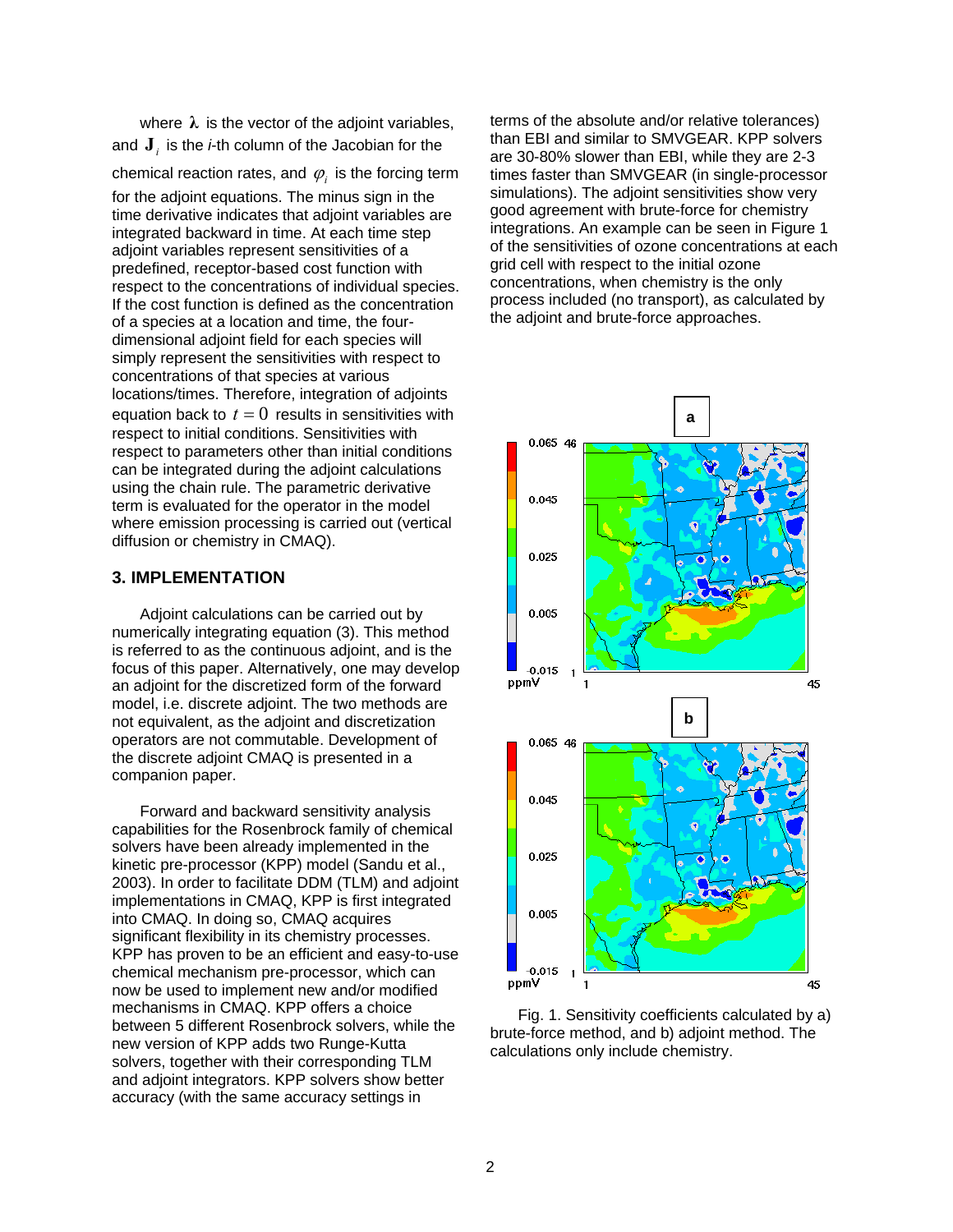where $\boldsymbol{\lambda}$ is the vector of the adjoint variables, and $\mathbf{J}_i$ is the *i*-th column of the Jacobian for the chemical reaction rates, and $\varphi_i$ is the forcing term for the adjoint equations. The minus sign in the time derivative indicates that adjoint variables are integrated backward in time. At each time step adjoint variables represent sensitivities of a predefined, receptor-based cost function with respect to the concentrations of individual species. If the cost function is defined as the concentration of a species at a location and time, the four-dimensional adjoint field for each species will simply represent the sensitivities with respect to concentrations of that species at various locations/times. Therefore, integration of adjoints equation back to $t = 0$ results in sensitivities with respect to initial conditions. Sensitivities with respect to parameters other than initial conditions can be integrated during the adjoint calculations using the chain rule. The parametric derivative term is evaluated for the operator in the model where emission processing is carried out (vertical diffusion or chemistry in CMAQ).

## 3. IMPLEMENTATION

Adjoint calculations can be carried out by numerically integrating equation (3). This method is referred to as the continuous adjoint, and is the focus of this paper. Alternatively, one may develop an adjoint for the discretized form of the forward model, i.e. discrete adjoint. The two methods are not equivalent, as the adjoint and discretization operators are not commutable. Development of the discrete adjoint CMAQ is presented in a companion paper.

Forward and backward sensitivity analysis capabilities for the Rosenbrock family of chemical solvers have been already implemented in the kinetic pre-processor (KPP) model (Sandu et al., 2003). In order to facilitate DDM (TLM) and adjoint implementations in CMAQ, KPP is first integrated into CMAQ. In doing so, CMAQ acquires significant flexibility in its chemistry processes. KPP has proven to be an efficient and easy-to-use chemical mechanism pre-processor, which can now be used to implement new and/or modified mechanisms in CMAQ. KPP offers a choice between 5 different Rosenbrock solvers, while the new version of KPP adds two Runge-Kutta solvers, together with their corresponding TLM and adjoint integrators. KPP solvers show better accuracy (with the same accuracy settings in terms of the absolute and/or relative tolerances) than EBI and similar to SMVGEAR. KPP solvers are 30-80% slower than EBI, while they are 2-3 times faster than SMVGEAR (in single-processor simulations). The adjoint sensitivities show very good agreement with brute-force for chemistry integrations. An example can be seen in Figure 1 of the sensitivities of ozone concentrations at each grid cell with respect to the initial ozone concentrations, when chemistry is the only process included (no transport), as calculated by the adjoint and brute-force approaches.

Fig. 1. Sensitivity coefficients calculated by a) brute-force method, and b) adjoint method. The calculations only include chemistry.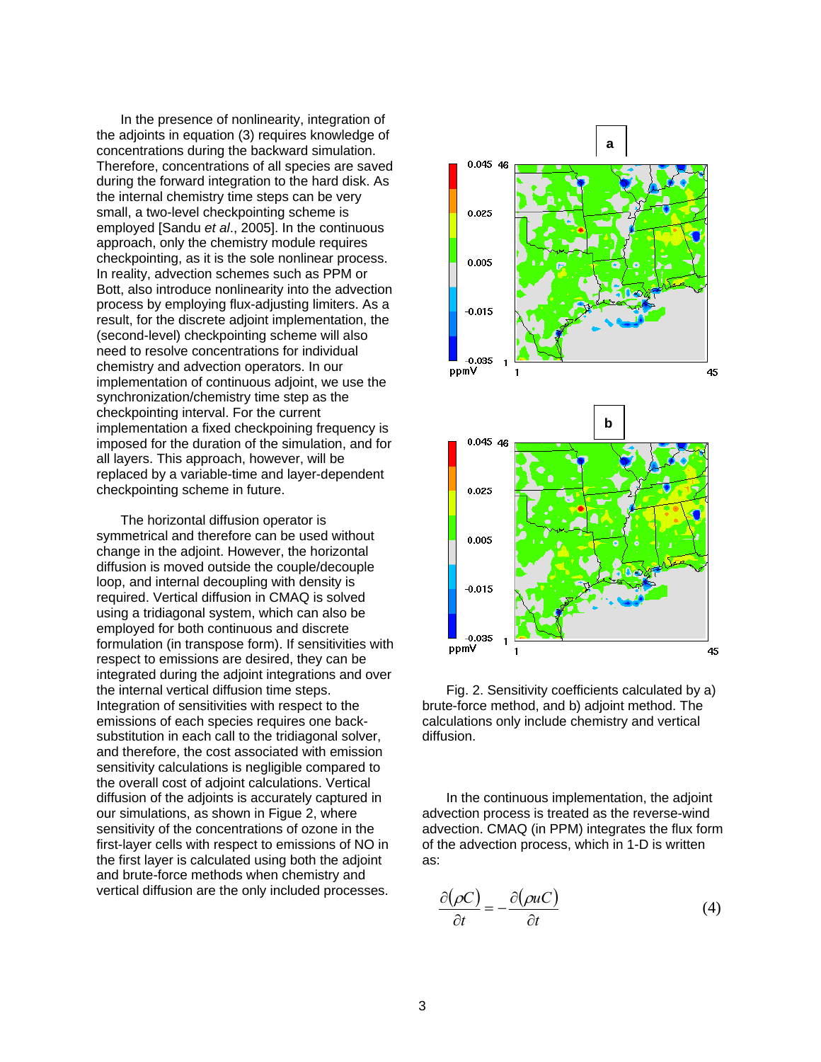In the presence of nonlinearity, integration of the adjoints in equation (3) requires knowledge of concentrations during the backward simulation. Therefore, concentrations of all species are saved during the forward integration to the hard disk. As the internal chemistry time steps can be very small, a two-level checkpointing scheme is employed [Sandu *et al*., 2005]. In the continuous approach, only the chemistry module requires checkpointing, as it is the sole nonlinear process. In reality, advection schemes such as PPM or Bott, also introduce nonlinearity into the advection process by employing flux-adjusting limiters. As a result, for the discrete adjoint implementation, the (second-level) checkpointing scheme will also need to resolve concentrations for individual chemistry and advection operators. In our implementation of continuous adjoint, we use the synchronization/chemistry time step as the checkpointing interval. For the current implementation a fixed checkpoining frequency is imposed for the duration of the simulation, and for all layers. This approach, however, will be replaced by a variable-time and layer-dependent checkpointing scheme in future.

The horizontal diffusion operator is symmetrical and therefore can be used without change in the adjoint. However, the horizontal diffusion is moved outside the couple/decouple loop, and internal decoupling with density is required. Vertical diffusion in CMAQ is solved using a tridiagonal system, which can also be employed for both continuous and discrete formulation (in transpose form). If sensitivities with respect to emissions are desired, they can be integrated during the adjoint integrations and over the internal vertical diffusion time steps. Integration of sensitivities with respect to the emissions of each species requires one back-substitution in each call to the tridiagonal solver, and therefore, the cost associated with emission sensitivity calculations is negligible compared to the overall cost of adjoint calculations. Vertical diffusion of the adjoints is accurately captured in our simulations, as shown in Figue 2, where sensitivity of the concentrations of ozone in the first-layer cells with respect to emissions of NO in the first layer is calculated using both the adjoint and brute-force methods when chemistry and vertical diffusion are the only included processes.

Fig. 2. Sensitivity coefficients calculated by a) brute-force method, and b) adjoint method. The calculations only include chemistry and vertical diffusion.

In the continuous implementation, the adjoint advection process is treated as the reverse-wind advection. CMAQ (in PPM) integrates the flux form of the advection process, which in 1-D is written as:

$$\frac{\partial(\rho C)}{\partial t} = -\frac{\partial(\rho u C)}{\partial t} \tag{4}$$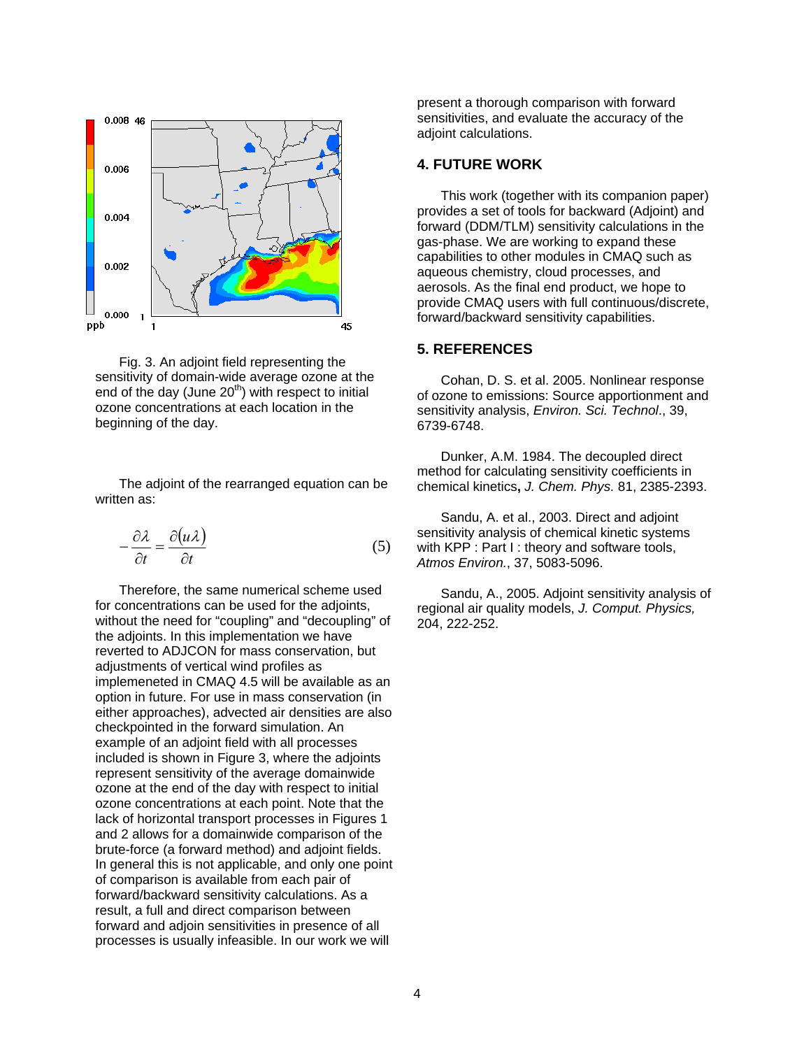0.008 46

0.006

0.004

0.002

0.000 1

ppb

1

45

Fig. 3. An adjoint field representing the sensitivity of domain-wide average ozone at the end of the day (June 20th) with respect to initial ozone concentrations at each location in the beginning of the day.

The adjoint of the rearranged equation can be written as:

$$-\frac{\partial \lambda}{\partial t} = \frac{\partial (u\lambda)}{\partial t} \tag{5}$$

Therefore, the same numerical scheme used for concentrations can be used for the adjoints, without the need for "coupling" and "decoupling" of the adjoints. In this implementation we have reverted to ADJCON for mass conservation, but adjustments of vertical wind profiles as implemeneted in CMAQ 4.5 will be available as an option in future. For use in mass conservation (in either approaches), advected air densities are also checkpointed in the forward simulation. An example of an adjoint field with all processes included is shown in Figure 3, where the adjoints represent sensitivity of the average domainwide ozone at the end of the day with respect to initial ozone concentrations at each point. Note that the lack of horizontal transport processes in Figures 1 and 2 allows for a domainwide comparison of the brute-force (a forward method) and adjoint fields. In general this is not applicable, and only one point of comparison is available from each pair of forward/backward sensitivity calculations. As a result, a full and direct comparison between forward and adjoin sensitivities in presence of all processes is usually infeasible. In our work we will present a thorough comparison with forward sensitivities, and evaluate the accuracy of the adjoint calculations.

## 4. FUTURE WORK

This work (together with its companion paper) provides a set of tools for backward (Adjoint) and forward (DDM/TLM) sensitivity calculations in the gas-phase. We are working to expand these capabilities to other modules in CMAQ such as aqueous chemistry, cloud processes, and aerosols. As the final end product, we hope to provide CMAQ users with full continuous/discrete, forward/backward sensitivity capabilities.

## 5. REFERENCES

Cohan, D. S. et al. 2005. Nonlinear response of ozone to emissions: Source apportionment and sensitivity analysis, *Environ. Sci. Technol*., 39, 6739-6748.

Dunker, A.M. 1984. The decoupled direct method for calculating sensitivity coefficients in chemical kinetics**,** *J. Chem. Phys*. 81, 2385-2393.

Sandu, A. et al., 2003. Direct and adjoint sensitivity analysis of chemical kinetic systems with KPP : Part I : theory and software tools, *Atmos Environ.*, 37, 5083-5096.

Sandu, A., 2005. Adjoint sensitivity analysis of regional air quality models, *J. Comput. Physics,* 204, 222-252.